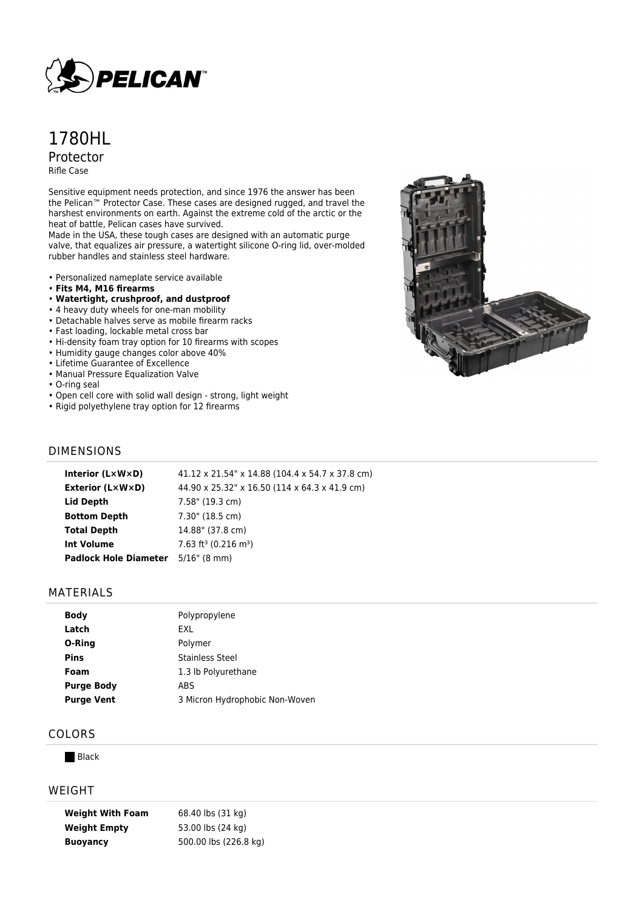# 1780HL

## Protector

Rifle Case

Sensitive equipment needs protection, and since 1976 the answer has been the Pelican™ Protector Case. These cases are designed rugged, and travel the harshest environments on earth. Against the extreme cold of the arctic or the heat of battle, Pelican cases have survived.
Made in the USA, these tough cases are designed with an automatic purge valve, that equalizes air pressure, a watertight silicone O-ring lid, over-molded rubber handles and stainless steel hardware.

- Personalized nameplate service available
- **Fits M4, M16 firearms**
- **Watertight, crushproof, and dustproof**
- 4 heavy duty wheels for one-man mobility
- Detachable halves serve as mobile firearm racks
- Fast loading, lockable metal cross bar
- Hi-density foam tray option for 10 firearms with scopes
- Humidity gauge changes color above 40%
- Lifetime Guarantee of Excellence
- Manual Pressure Equalization Valve
- O-ring seal
- Open cell core with solid wall design - strong, light weight
- Rigid polyethylene tray option for 12 firearms

## DIMENSIONS

| | |
|---|---|
| **Interior (L×W×D)** | 41.12 x 21.54" x 14.88 (104.4 x 54.7 x 37.8 cm) |
| **Exterior (L×W×D)** | 44.90 x 25.32" x 16.50 (114 x 64.3 x 41.9 cm) |
| **Lid Depth** | 7.58" (19.3 cm) |
| **Bottom Depth** | 7.30" (18.5 cm) |
| **Total Depth** | 14.88" (37.8 cm) |
| **Int Volume** | 7.63 $ft^3$ (0.216 $m^3$) |
| **Padlock Hole Diameter** | 5/16" (8 mm) |

## MATERIALS

| | |
|---|---|
| **Body** | Polypropylene |
| **Latch** | EXL |
| **O-Ring** | Polymer |
| **Pins** | Stainless Steel |
| **Foam** | 1.3 lb Polyurethane |
| **Purge Body** | ABS |
| **Purge Vent** | 3 Micron Hydrophobic Non-Woven |

## COLORS

Black

## WEIGHT

| | |
|---|---|
| **Weight With Foam** | 68.40 lbs (31 kg) |
| **Weight Empty** | 53.00 lbs (24 kg) |
| **Buoyancy** | 500.00 lbs (226.8 kg) |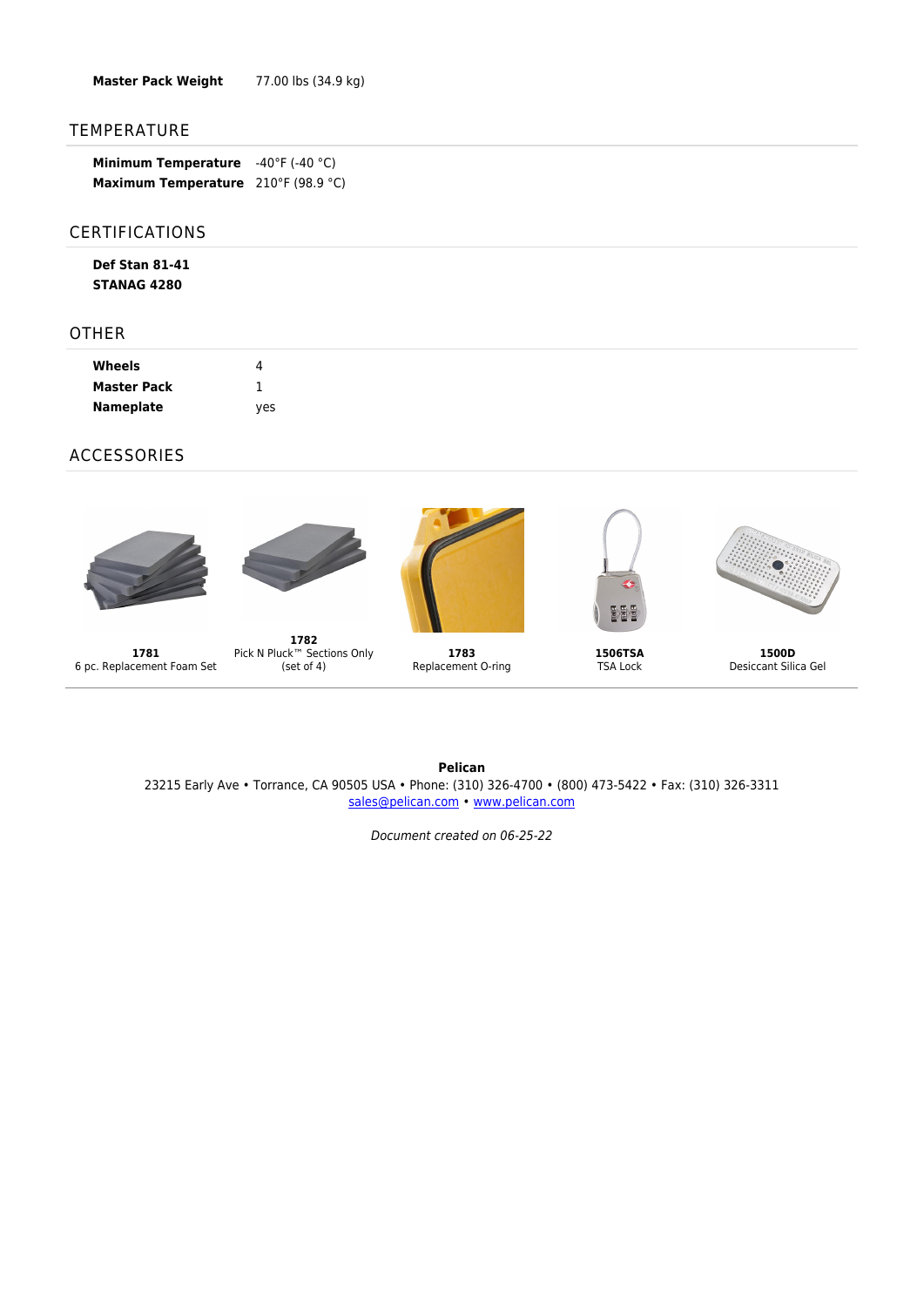**Master Pack Weight** 77.00 lbs (34.9 kg)

## TEMPERATURE

| | |
|---|---|
| **Minimum Temperature** | -40°F (-40 °C) |
| **Maximum Temperature** | 210°F (98.9 °C) |

## CERTIFICATIONS

**Def Stan 81-41**
**STANAG 4280**

## OTHER

| | |
|---|---|
| **Wheels** | 4 |
| **Master Pack** | 1 |
| **Nameplate** | yes |

## ACCESSORIES

**1781**
6 pc. Replacement Foam Set

**1782**
Pick N Pluck™ Sections Only (set of 4)

**1783**
Replacement O-ring

**1506TSA**
TSA Lock

**1500D**
Desiccant Silica Gel

**Pelican**
23215 Early Ave • Torrance, CA 90505 USA • Phone: (310) 326-4700 • (800) 473-5422 • Fax: (310) 326-3311
sales@pelican.com • www.pelican.com

*Document created on 06-25-22*